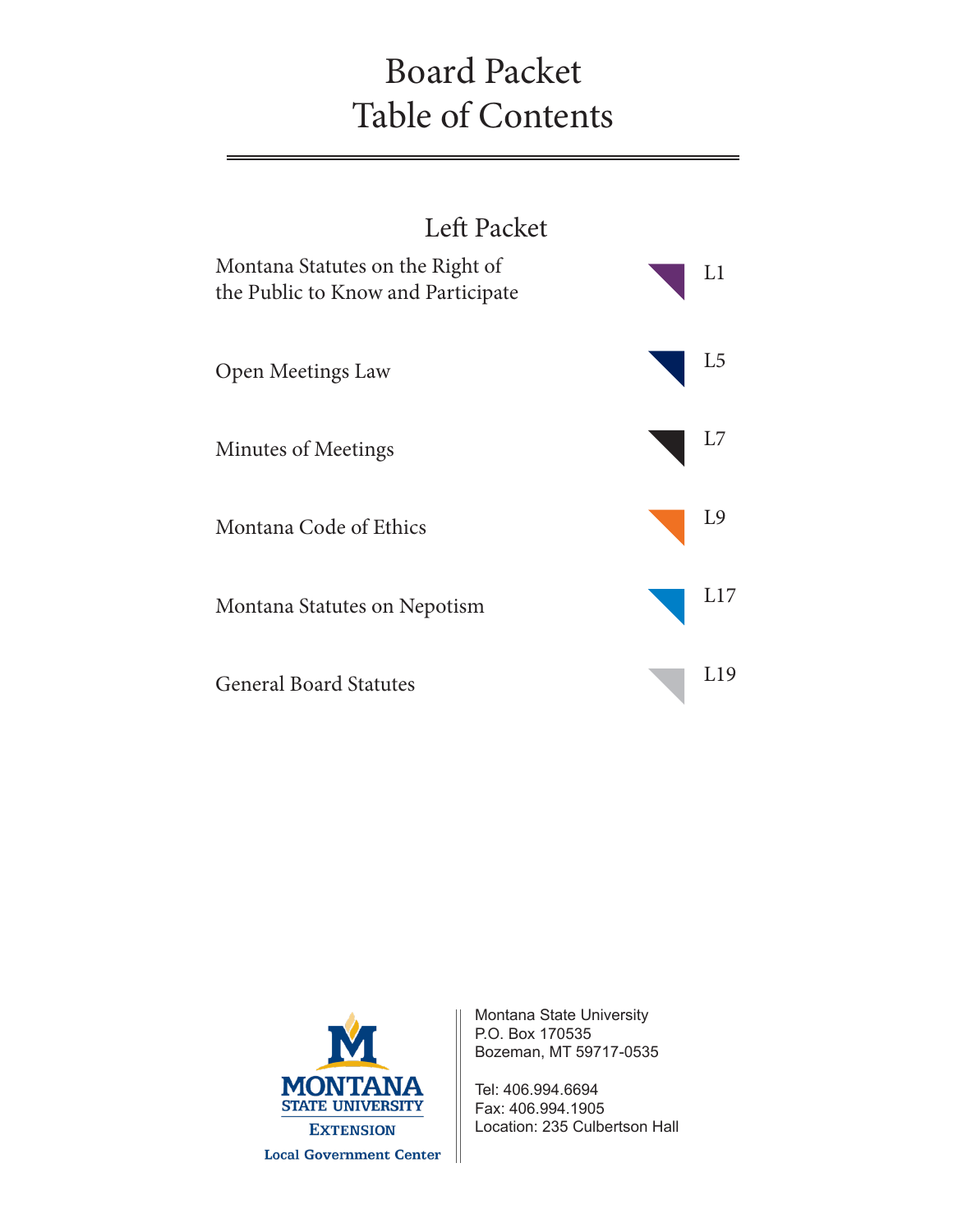# Board Packet
# Table of Contents

## Left Packet

| | |
|---|---|
| Montana Statutes on the Right of the Public to Know and Participate | L1 |
| Open Meetings Law | L5 |
| Minutes of Meetings | L7 |
| Montana Code of Ethics | L9 |
| Montana Statutes on Nepotism | L17 |
| General Board Statutes | L19 |

MONTANA STATE UNIVERSITY
EXTENSION
Local Government Center

Montana State University
P.O. Box 170535
Bozeman, MT 59717-0535

Tel: 406.994.6694
Fax: 406.994.1905
Location: 235 Culbertson Hall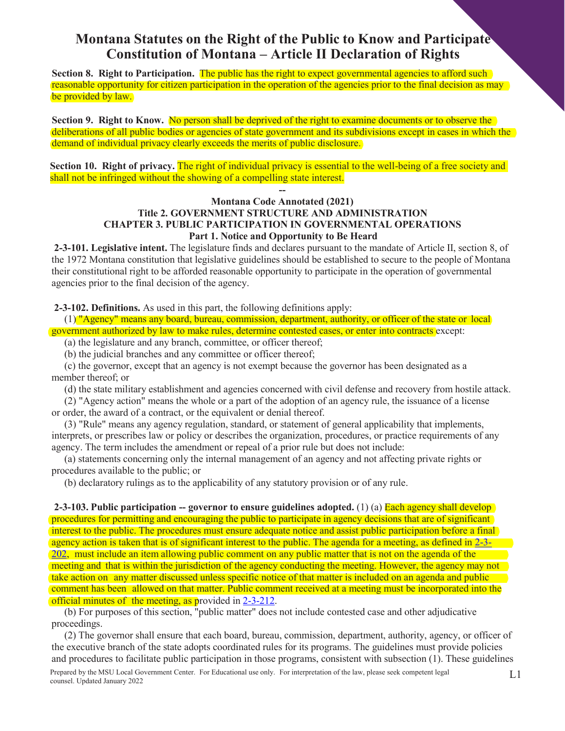# Montana Statutes on the Right of the Public to Know and Participate
# Constitution of Montana – Article II Declaration of Rights

**Section 8. Right to Participation.** The public has the right to expect governmental agencies to afford such reasonable opportunity for citizen participation in the operation of the agencies prior to the final decision as may be provided by law.

**Section 9. Right to Know.** No person shall be deprived of the right to examine documents or to observe the deliberations of all public bodies or agencies of state government and its subdivisions except in cases in which the demand of individual privacy clearly exceeds the merits of public disclosure.

**Section 10. Right of privacy.** The right of individual privacy is essential to the well-being of a free society and shall not be infringed without the showing of a compelling state interest.

--

### Montana Code Annotated (2021)
### Title 2. GOVERNMENT STRUCTURE AND ADMINISTRATION
### CHAPTER 3. PUBLIC PARTICIPATION IN GOVERNMENTAL OPERATIONS
### Part 1. Notice and Opportunity to Be Heard

**2-3-101. Legislative intent.** The legislature finds and declares pursuant to the mandate of Article II, section 8, of the 1972 Montana constitution that legislative guidelines should be established to secure to the people of Montana their constitutional right to be afforded reasonable opportunity to participate in the operation of governmental agencies prior to the final decision of the agency.

**2-3-102. Definitions.** As used in this part, the following definitions apply:

(1) "Agency" means any board, bureau, commission, department, authority, or officer of the state or local government authorized by law to make rules, determine contested cases, or enter into contracts except:

(a) the legislature and any branch, committee, or officer thereof;

(b) the judicial branches and any committee or officer thereof;

(c) the governor, except that an agency is not exempt because the governor has been designated as a member thereof; or

(d) the state military establishment and agencies concerned with civil defense and recovery from hostile attack.

(2) "Agency action" means the whole or a part of the adoption of an agency rule, the issuance of a license or order, the award of a contract, or the equivalent or denial thereof.

(3) "Rule" means any agency regulation, standard, or statement of general applicability that implements, interprets, or prescribes law or policy or describes the organization, procedures, or practice requirements of any agency. The term includes the amendment or repeal of a prior rule but does not include:

(a) statements concerning only the internal management of an agency and not affecting private rights or procedures available to the public; or

(b) declaratory rulings as to the applicability of any statutory provision or of any rule.

**2-3-103. Public participation -- governor to ensure guidelines adopted.** (1) (a) Each agency shall develop procedures for permitting and encouraging the public to participate in agency decisions that are of significant interest to the public. The procedures must ensure adequate notice and assist public participation before a final agency action is taken that is of significant interest to the public. The agenda for a meeting, as defined in 2-3-202, must include an item allowing public comment on any public matter that is not on the agenda of the meeting and that is within the jurisdiction of the agency conducting the meeting. However, the agency may not take action on any matter discussed unless specific notice of that matter is included on an agenda and public comment has been allowed on that matter. Public comment received at a meeting must be incorporated into the official minutes of the meeting, as provided in 2-3-212.

(b) For purposes of this section, "public matter" does not include contested case and other adjudicative proceedings.

(2) The governor shall ensure that each board, bureau, commission, department, authority, agency, or officer of the executive branch of the state adopts coordinated rules for its programs. The guidelines must provide policies and procedures to facilitate public participation in those programs, consistent with subsection (1). These guidelines

Prepared by the MSU Local Government Center. For Educational use only. For interpretation of the law, please seek competent legal counsel. Updated January 2022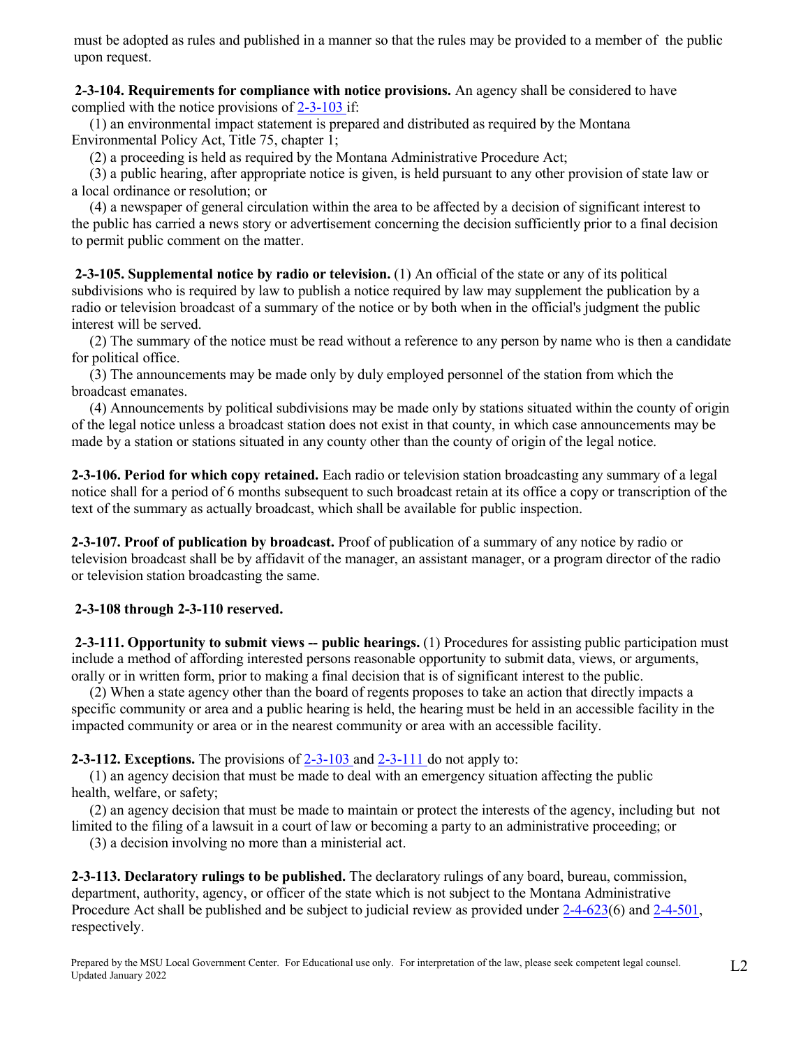must be adopted as rules and published in a manner so that the rules may be provided to a member of the public upon request.

**2-3-104. Requirements for compliance with notice provisions.** An agency shall be considered to have complied with the notice provisions of 2-3-103 if:

(1) an environmental impact statement is prepared and distributed as required by the Montana Environmental Policy Act, Title 75, chapter 1;

(2) a proceeding is held as required by the Montana Administrative Procedure Act;

(3) a public hearing, after appropriate notice is given, is held pursuant to any other provision of state law or a local ordinance or resolution; or

(4) a newspaper of general circulation within the area to be affected by a decision of significant interest to the public has carried a news story or advertisement concerning the decision sufficiently prior to a final decision to permit public comment on the matter.

**2-3-105. Supplemental notice by radio or television.** (1) An official of the state or any of its political subdivisions who is required by law to publish a notice required by law may supplement the publication by a radio or television broadcast of a summary of the notice or by both when in the official's judgment the public interest will be served.

(2) The summary of the notice must be read without a reference to any person by name who is then a candidate for political office.

(3) The announcements may be made only by duly employed personnel of the station from which the broadcast emanates.

(4) Announcements by political subdivisions may be made only by stations situated within the county of origin of the legal notice unless a broadcast station does not exist in that county, in which case announcements may be made by a station or stations situated in any county other than the county of origin of the legal notice.

**2-3-106. Period for which copy retained.** Each radio or television station broadcasting any summary of a legal notice shall for a period of 6 months subsequent to such broadcast retain at its office a copy or transcription of the text of the summary as actually broadcast, which shall be available for public inspection.

**2-3-107. Proof of publication by broadcast.** Proof of publication of a summary of any notice by radio or television broadcast shall be by affidavit of the manager, an assistant manager, or a program director of the radio or television station broadcasting the same.

**2-3-108 through 2-3-110 reserved.**

**2-3-111. Opportunity to submit views -- public hearings.** (1) Procedures for assisting public participation must include a method of affording interested persons reasonable opportunity to submit data, views, or arguments, orally or in written form, prior to making a final decision that is of significant interest to the public.

(2) When a state agency other than the board of regents proposes to take an action that directly impacts a specific community or area and a public hearing is held, the hearing must be held in an accessible facility in the impacted community or area or in the nearest community or area with an accessible facility.

**2-3-112. Exceptions.** The provisions of 2-3-103 and 2-3-111 do not apply to:

(1) an agency decision that must be made to deal with an emergency situation affecting the public health, welfare, or safety;

(2) an agency decision that must be made to maintain or protect the interests of the agency, including but not limited to the filing of a lawsuit in a court of law or becoming a party to an administrative proceeding; or

(3) a decision involving no more than a ministerial act.

**2-3-113. Declaratory rulings to be published.** The declaratory rulings of any board, bureau, commission, department, authority, agency, or officer of the state which is not subject to the Montana Administrative Procedure Act shall be published and be subject to judicial review as provided under 2-4-623(6) and 2-4-501, respectively.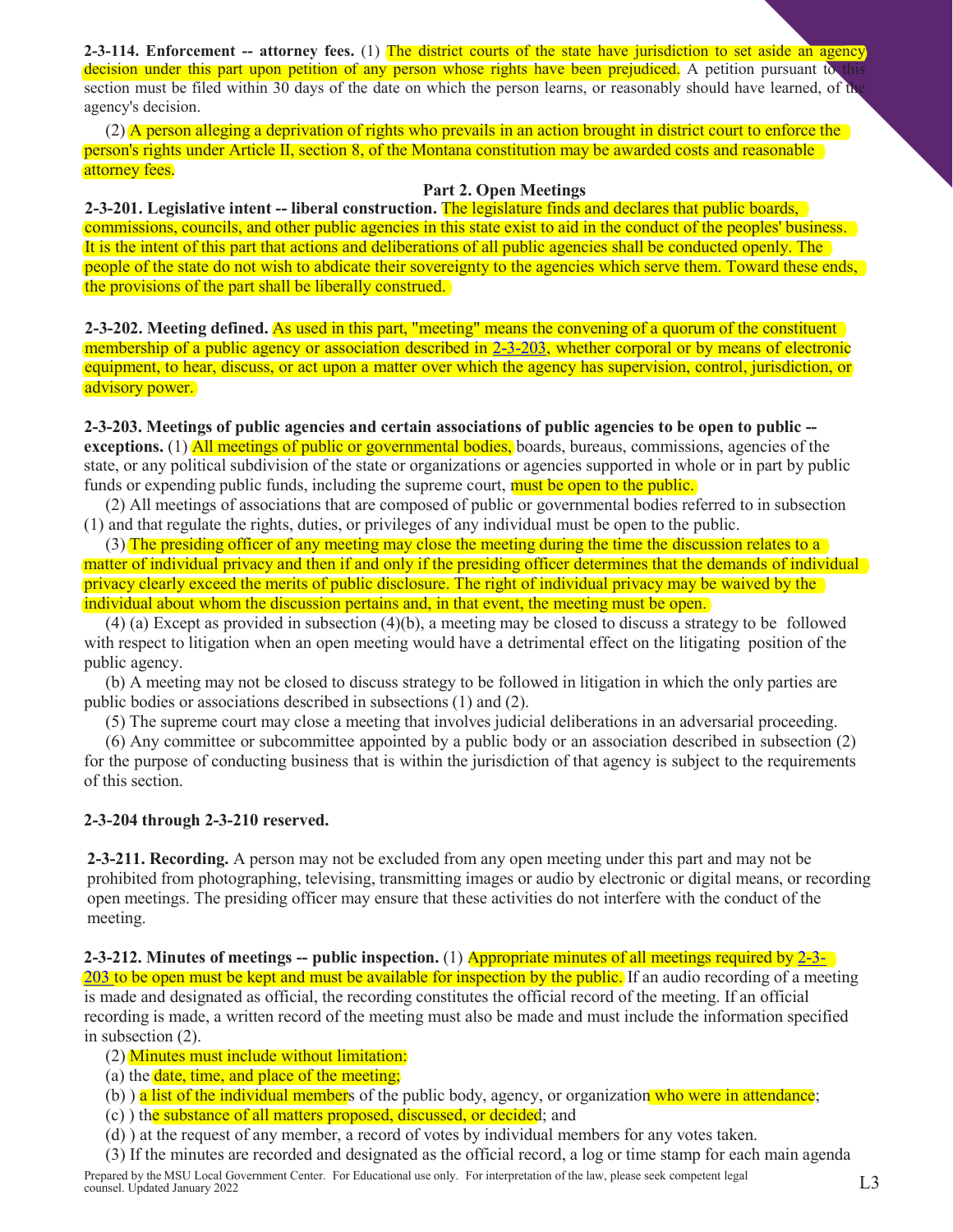**2-3-114. Enforcement -- attorney fees.** (1) The district courts of the state have jurisdiction to set aside an agency decision under this part upon petition of any person whose rights have been prejudiced. A petition pursuant to this section must be filed within 30 days of the date on which the person learns, or reasonably should have learned, of the agency's decision.

(2) A person alleging a deprivation of rights who prevails in an action brought in district court to enforce the person's rights under Article II, section 8, of the Montana constitution may be awarded costs and reasonable attorney fees.

## Part 2. Open Meetings

**2-3-201. Legislative intent -- liberal construction.** The legislature finds and declares that public boards, commissions, councils, and other public agencies in this state exist to aid in the conduct of the peoples' business. It is the intent of this part that actions and deliberations of all public agencies shall be conducted openly. The people of the state do not wish to abdicate their sovereignty to the agencies which serve them. Toward these ends, the provisions of the part shall be liberally construed.

**2-3-202. Meeting defined.** As used in this part, "meeting" means the convening of a quorum of the constituent membership of a public agency or association described in 2-3-203, whether corporal or by means of electronic equipment, to hear, discuss, or act upon a matter over which the agency has supervision, control, jurisdiction, or advisory power.

**2-3-203. Meetings of public agencies and certain associations of public agencies to be open to public -- exceptions.** (1) All meetings of public or governmental bodies, boards, bureaus, commissions, agencies of the state, or any political subdivision of the state or organizations or agencies supported in whole or in part by public funds or expending public funds, including the supreme court, must be open to the public.

(2) All meetings of associations that are composed of public or governmental bodies referred to in subsection (1) and that regulate the rights, duties, or privileges of any individual must be open to the public.

(3) The presiding officer of any meeting may close the meeting during the time the discussion relates to a matter of individual privacy and then if and only if the presiding officer determines that the demands of individual privacy clearly exceed the merits of public disclosure. The right of individual privacy may be waived by the individual about whom the discussion pertains and, in that event, the meeting must be open.

(4) (a) Except as provided in subsection (4)(b), a meeting may be closed to discuss a strategy to be followed with respect to litigation when an open meeting would have a detrimental effect on the litigating position of the public agency.

(b) A meeting may not be closed to discuss strategy to be followed in litigation in which the only parties are public bodies or associations described in subsections (1) and (2).

(5) The supreme court may close a meeting that involves judicial deliberations in an adversarial proceeding.

(6) Any committee or subcommittee appointed by a public body or an association described in subsection (2) for the purpose of conducting business that is within the jurisdiction of that agency is subject to the requirements of this section.

**2-3-204 through 2-3-210 reserved.**

**2-3-211. Recording.** A person may not be excluded from any open meeting under this part and may not be prohibited from photographing, televising, transmitting images or audio by electronic or digital means, or recording open meetings. The presiding officer may ensure that these activities do not interfere with the conduct of the meeting.

**2-3-212. Minutes of meetings -- public inspection.** (1) Appropriate minutes of all meetings required by 2-3-203 to be open must be kept and must be available for inspection by the public. If an audio recording of a meeting is made and designated as official, the recording constitutes the official record of the meeting. If an official recording is made, a written record of the meeting must also be made and must include the information specified in subsection (2).

(2) Minutes must include without limitation:

(a) the date, time, and place of the meeting;

(b) ) a list of the individual members of the public body, agency, or organization who were in attendance;

(c) ) the substance of all matters proposed, discussed, or decided; and

(d) ) at the request of any member, a record of votes by individual members for any votes taken.

(3) If the minutes are recorded and designated as the official record, a log or time stamp for each main agenda

Prepared by the MSU Local Government Center. For Educational use only. For interpretation of the law, please seek competent legal counsel. Updated January 2022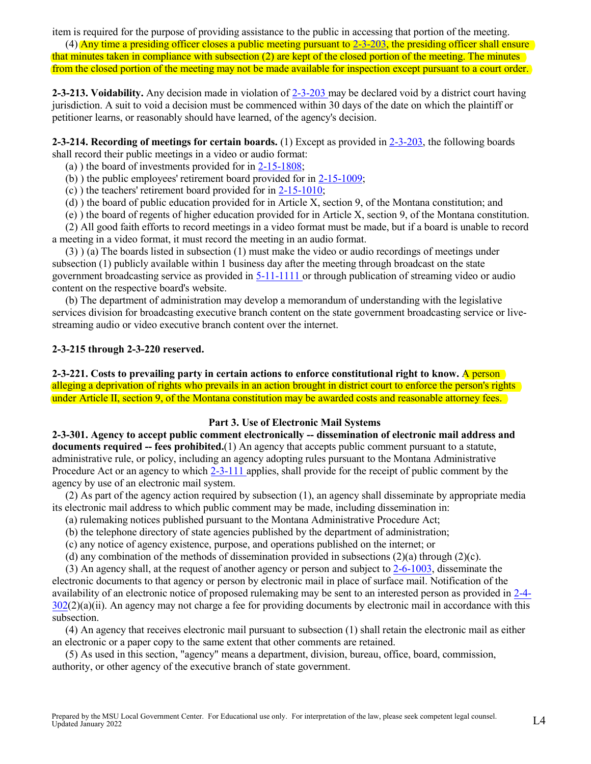item is required for the purpose of providing assistance to the public in accessing that portion of the meeting.

(4) Any time a presiding officer closes a public meeting pursuant to 2-3-203, the presiding officer shall ensure that minutes taken in compliance with subsection (2) are kept of the closed portion of the meeting. The minutes from the closed portion of the meeting may not be made available for inspection except pursuant to a court order.

**2-3-213. Voidability.** Any decision made in violation of 2-3-203 may be declared void by a district court having jurisdiction. A suit to void a decision must be commenced within 30 days of the date on which the plaintiff or petitioner learns, or reasonably should have learned, of the agency's decision.

**2-3-214. Recording of meetings for certain boards.** (1) Except as provided in 2-3-203, the following boards shall record their public meetings in a video or audio format:

(a) ) the board of investments provided for in 2-15-1808;

(b) ) the public employees' retirement board provided for in 2-15-1009;

(c) ) the teachers' retirement board provided for in 2-15-1010;

(d) ) the board of public education provided for in Article X, section 9, of the Montana constitution; and

(e) ) the board of regents of higher education provided for in Article X, section 9, of the Montana constitution.

(2) All good faith efforts to record meetings in a video format must be made, but if a board is unable to record a meeting in a video format, it must record the meeting in an audio format.

(3) ) (a) The boards listed in subsection (1) must make the video or audio recordings of meetings under subsection (1) publicly available within 1 business day after the meeting through broadcast on the state government broadcasting service as provided in 5-11-1111 or through publication of streaming video or audio content on the respective board's website.

(b) The department of administration may develop a memorandum of understanding with the legislative services division for broadcasting executive branch content on the state government broadcasting service or live-streaming audio or video executive branch content over the internet.

**2-3-215 through 2-3-220 reserved.**

**2-3-221. Costs to prevailing party in certain actions to enforce constitutional right to know.** A person alleging a deprivation of rights who prevails in an action brought in district court to enforce the person's rights under Article II, section 9, of the Montana constitution may be awarded costs and reasonable attorney fees.

## Part 3. Use of Electronic Mail Systems

**2-3-301. Agency to accept public comment electronically -- dissemination of electronic mail address and documents required -- fees prohibited.**(1) An agency that accepts public comment pursuant to a statute, administrative rule, or policy, including an agency adopting rules pursuant to the Montana Administrative Procedure Act or an agency to which 2-3-111 applies, shall provide for the receipt of public comment by the agency by use of an electronic mail system.

(2) As part of the agency action required by subsection (1), an agency shall disseminate by appropriate media its electronic mail address to which public comment may be made, including dissemination in:

(a) rulemaking notices published pursuant to the Montana Administrative Procedure Act;

(b) the telephone directory of state agencies published by the department of administration;

(c) any notice of agency existence, purpose, and operations published on the internet; or

(d) any combination of the methods of dissemination provided in subsections (2)(a) through (2)(c).

(3) An agency shall, at the request of another agency or person and subject to 2-6-1003, disseminate the electronic documents to that agency or person by electronic mail in place of surface mail. Notification of the availability of an electronic notice of proposed rulemaking may be sent to an interested person as provided in 2-4-302(2)(a)(ii). An agency may not charge a fee for providing documents by electronic mail in accordance with this subsection.

(4) An agency that receives electronic mail pursuant to subsection (1) shall retain the electronic mail as either an electronic or a paper copy to the same extent that other comments are retained.

(5) As used in this section, "agency" means a department, division, bureau, office, board, commission, authority, or other agency of the executive branch of state government.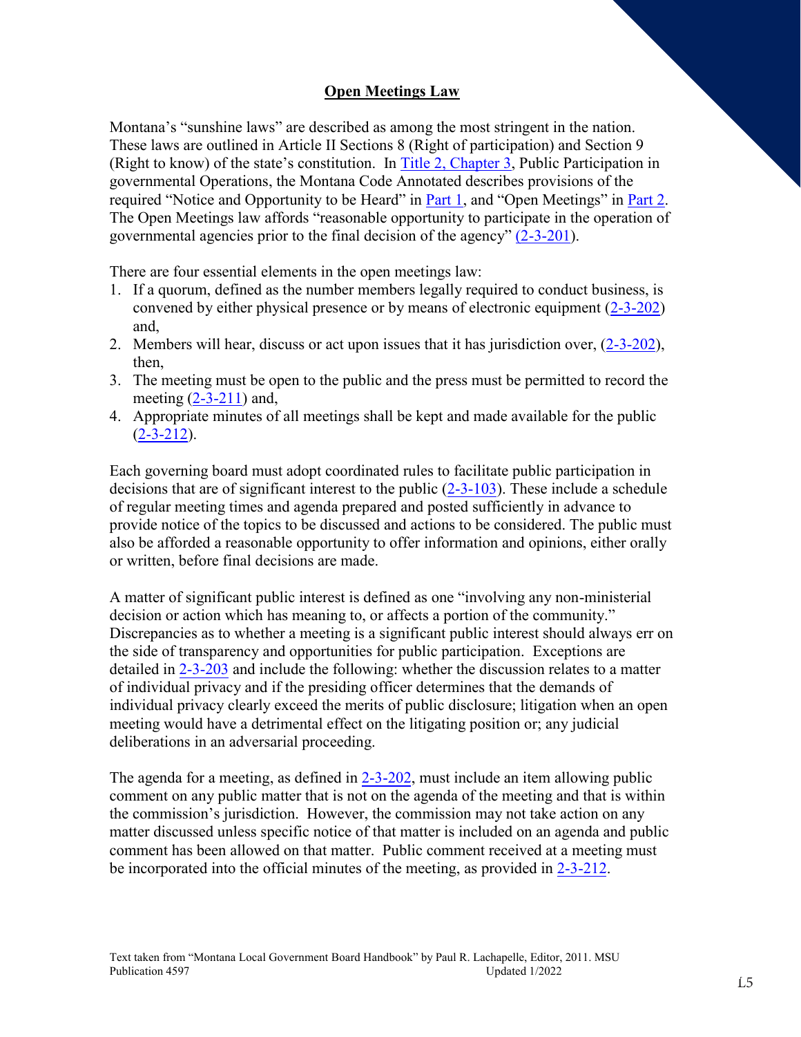## Open Meetings Law

Montana's "sunshine laws" are described as among the most stringent in the nation. These laws are outlined in Article II Sections 8 (Right of participation) and Section 9 (Right to know) of the state's constitution. In Title 2, Chapter 3, Public Participation in governmental Operations, the Montana Code Annotated describes provisions of the required "Notice and Opportunity to be Heard" in Part 1, and "Open Meetings" in Part 2. The Open Meetings law affords "reasonable opportunity to participate in the operation of governmental agencies prior to the final decision of the agency" (2-3-201).

There are four essential elements in the open meetings law:

1. If a quorum, defined as the number members legally required to conduct business, is convened by either physical presence or by means of electronic equipment (2-3-202) and,
2. Members will hear, discuss or act upon issues that it has jurisdiction over, (2-3-202), then,
3. The meeting must be open to the public and the press must be permitted to record the meeting (2-3-211) and,
4. Appropriate minutes of all meetings shall be kept and made available for the public (2-3-212).

Each governing board must adopt coordinated rules to facilitate public participation in decisions that are of significant interest to the public (2-3-103). These include a schedule of regular meeting times and agenda prepared and posted sufficiently in advance to provide notice of the topics to be discussed and actions to be considered. The public must also be afforded a reasonable opportunity to offer information and opinions, either orally or written, before final decisions are made.

A matter of significant public interest is defined as one "involving any non-ministerial decision or action which has meaning to, or affects a portion of the community." Discrepancies as to whether a meeting is a significant public interest should always err on the side of transparency and opportunities for public participation. Exceptions are detailed in 2-3-203 and include the following: whether the discussion relates to a matter of individual privacy and if the presiding officer determines that the demands of individual privacy clearly exceed the merits of public disclosure; litigation when an open meeting would have a detrimental effect on the litigating position or; any judicial deliberations in an adversarial proceeding.

The agenda for a meeting, as defined in 2-3-202, must include an item allowing public comment on any public matter that is not on the agenda of the meeting and that is within the commission's jurisdiction. However, the commission may not take action on any matter discussed unless specific notice of that matter is included on an agenda and public comment has been allowed on that matter. Public comment received at a meeting must be incorporated into the official minutes of the meeting, as provided in 2-3-212.

Text taken from "Montana Local Government Board Handbook" by Paul R. Lachapelle, Editor, 2011. MSU Publication 4597 Updated 1/2022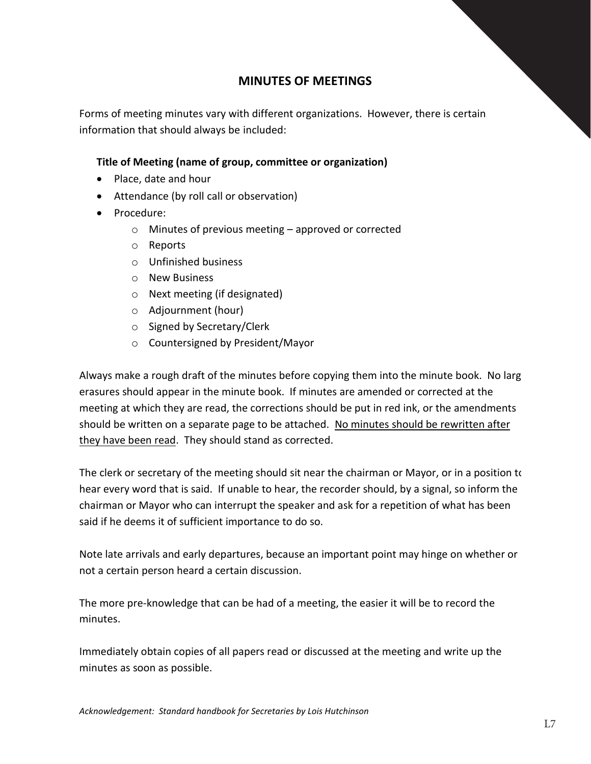## MINUTES OF MEETINGS

Forms of meeting minutes vary with different organizations. However, there is certain information that should always be included:

**Title of Meeting (name of group, committee or organization)**

- Place, date and hour
- Attendance (by roll call or observation)
- Procedure:
  - Minutes of previous meeting – approved or corrected
  - Reports
  - Unfinished business
  - New Business
  - Next meeting (if designated)
  - Adjournment (hour)
  - Signed by Secretary/Clerk
  - Countersigned by President/Mayor

Always make a rough draft of the minutes before copying them into the minute book. No larg erasures should appear in the minute book. If minutes are amended or corrected at the meeting at which they are read, the corrections should be put in red ink, or the amendments should be written on a separate page to be attached. <u>No minutes should be rewritten after they have been read</u>. They should stand as corrected.

The clerk or secretary of the meeting should sit near the chairman or Mayor, or in a position to hear every word that is said. If unable to hear, the recorder should, by a signal, so inform the chairman or Mayor who can interrupt the speaker and ask for a repetition of what has been said if he deems it of sufficient importance to do so.

Note late arrivals and early departures, because an important point may hinge on whether or not a certain person heard a certain discussion.

The more pre-knowledge that can be had of a meeting, the easier it will be to record the minutes.

Immediately obtain copies of all papers read or discussed at the meeting and write up the minutes as soon as possible.

*Acknowledgement: Standard handbook for Secretaries by Lois Hutchinson*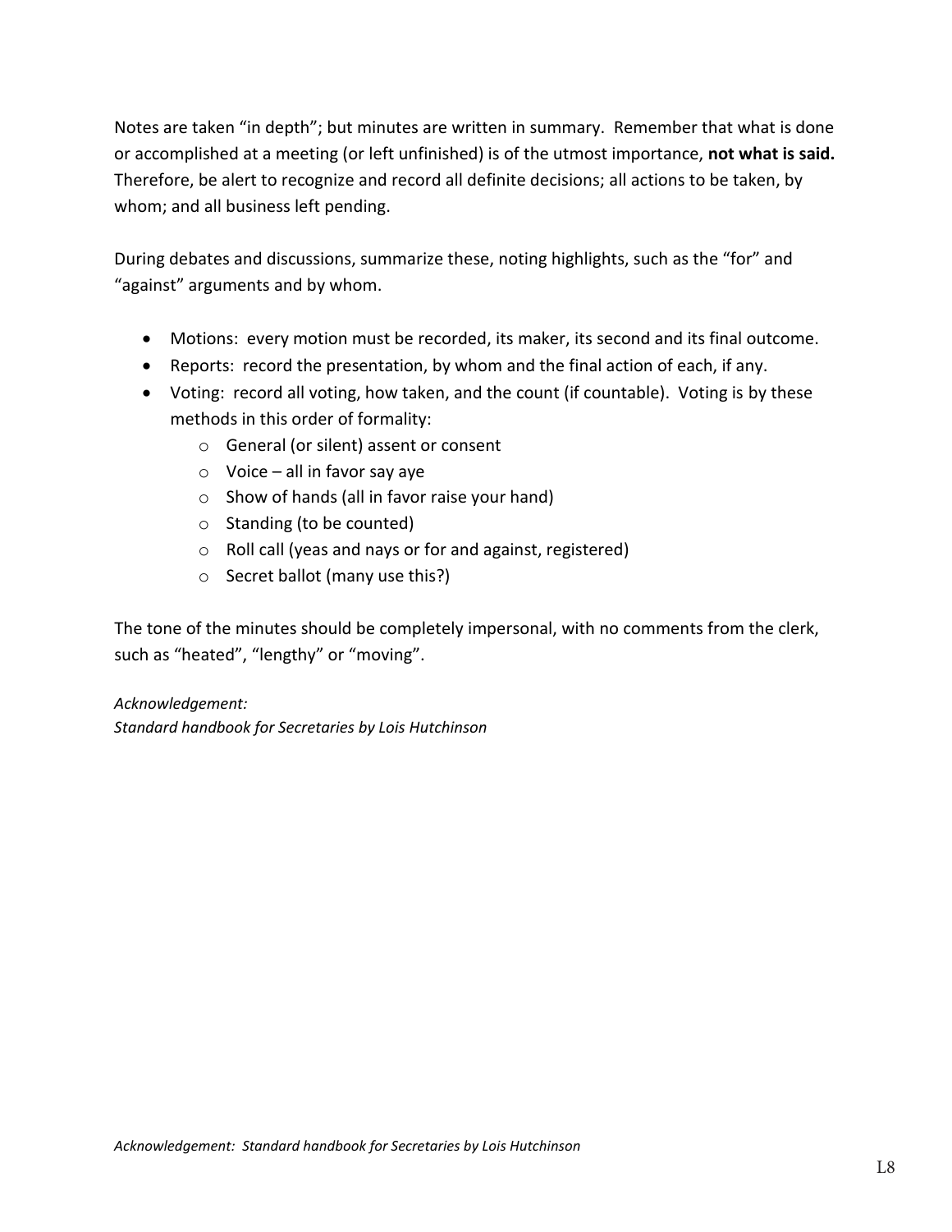Notes are taken "in depth"; but minutes are written in summary. Remember that what is done or accomplished at a meeting (or left unfinished) is of the utmost importance, **not what is said.** Therefore, be alert to recognize and record all definite decisions; all actions to be taken, by whom; and all business left pending.

During debates and discussions, summarize these, noting highlights, such as the "for" and "against" arguments and by whom.

- Motions: every motion must be recorded, its maker, its second and its final outcome.
- Reports: record the presentation, by whom and the final action of each, if any.
- Voting: record all voting, how taken, and the count (if countable). Voting is by these methods in this order of formality:
  - General (or silent) assent or consent
  - Voice – all in favor say aye
  - Show of hands (all in favor raise your hand)
  - Standing (to be counted)
  - Roll call (yeas and nays or for and against, registered)
  - Secret ballot (many use this?)

The tone of the minutes should be completely impersonal, with no comments from the clerk, such as "heated", "lengthy" or "moving".

*Acknowledgement:*
*Standard handbook for Secretaries by Lois Hutchinson*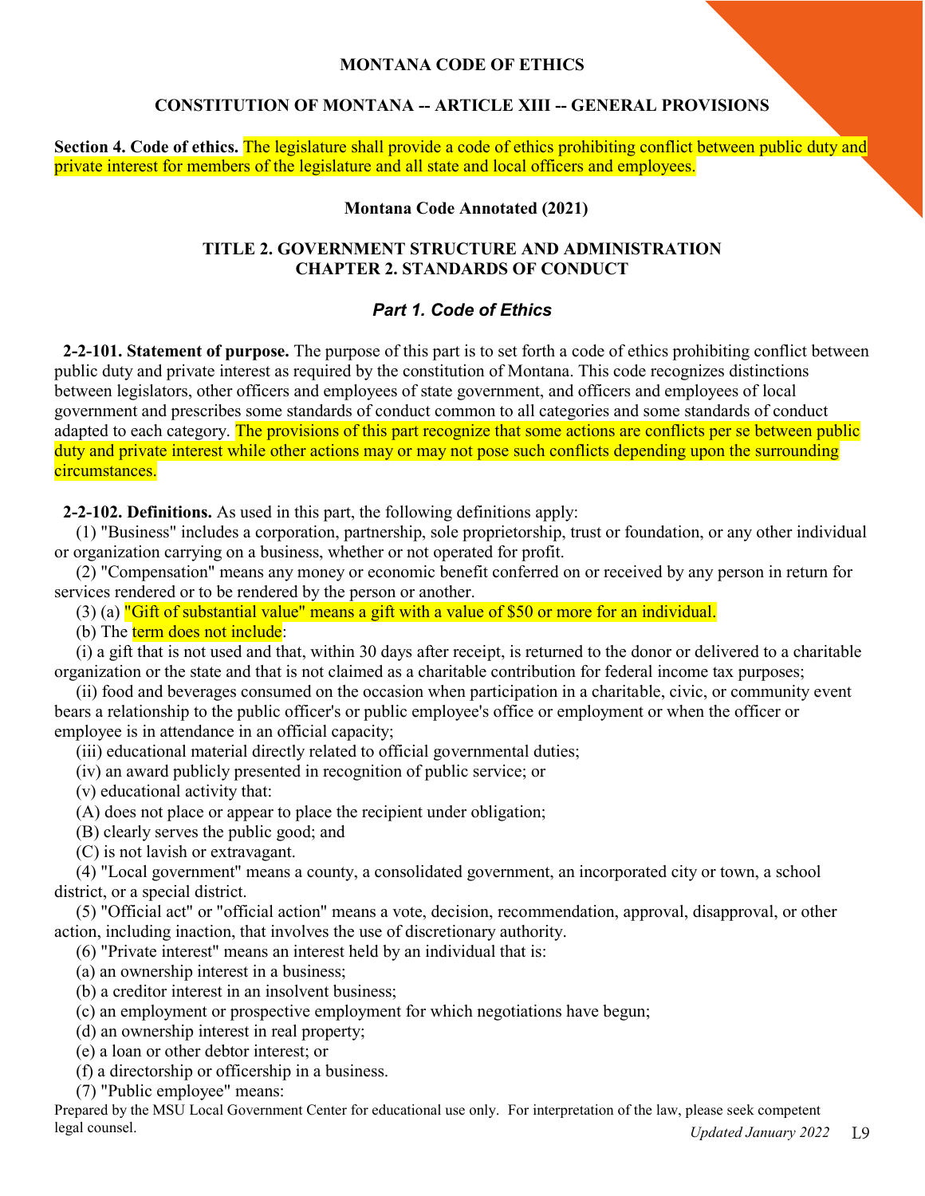**MONTANA CODE OF ETHICS**

**CONSTITUTION OF MONTANA -- ARTICLE XIII -- GENERAL PROVISIONS**

**Section 4. Code of ethics.** The legislature shall provide a code of ethics prohibiting conflict between public duty and private interest for members of the legislature and all state and local officers and employees.

**Montana Code Annotated (2021)**

**TITLE 2. GOVERNMENT STRUCTURE AND ADMINISTRATION**
**CHAPTER 2. STANDARDS OF CONDUCT**

## *Part 1. Code of Ethics*

**2-2-101. Statement of purpose.** The purpose of this part is to set forth a code of ethics prohibiting conflict between public duty and private interest as required by the constitution of Montana. This code recognizes distinctions between legislators, other officers and employees of state government, and officers and employees of local government and prescribes some standards of conduct common to all categories and some standards of conduct adapted to each category. The provisions of this part recognize that some actions are conflicts per se between public duty and private interest while other actions may or may not pose such conflicts depending upon the surrounding circumstances.

**2-2-102. Definitions.** As used in this part, the following definitions apply:

(1) "Business" includes a corporation, partnership, sole proprietorship, trust or foundation, or any other individual or organization carrying on a business, whether or not operated for profit.

(2) "Compensation" means any money or economic benefit conferred on or received by any person in return for services rendered or to be rendered by the person or another.

(3) (a) "Gift of substantial value" means a gift with a value of $50 or more for an individual.

(b) The term does not include:

(i) a gift that is not used and that, within 30 days after receipt, is returned to the donor or delivered to a charitable organization or the state and that is not claimed as a charitable contribution for federal income tax purposes;

(ii) food and beverages consumed on the occasion when participation in a charitable, civic, or community event bears a relationship to the public officer's or public employee's office or employment or when the officer or employee is in attendance in an official capacity;

(iii) educational material directly related to official governmental duties;

(iv) an award publicly presented in recognition of public service; or

(v) educational activity that:

(A) does not place or appear to place the recipient under obligation;

(B) clearly serves the public good; and

(C) is not lavish or extravagant.

(4) "Local government" means a county, a consolidated government, an incorporated city or town, a school district, or a special district.

(5) "Official act" or "official action" means a vote, decision, recommendation, approval, disapproval, or other action, including inaction, that involves the use of discretionary authority.

(6) "Private interest" means an interest held by an individual that is:

(a) an ownership interest in a business;

(b) a creditor interest in an insolvent business;

(c) an employment or prospective employment for which negotiations have begun;

(d) an ownership interest in real property;

(e) a loan or other debtor interest; or

(f) a directorship or officership in a business.

(7) "Public employee" means:

Prepared by the MSU Local Government Center for educational use only. For interpretation of the law, please seek competent legal counsel.

*Updated January 2022*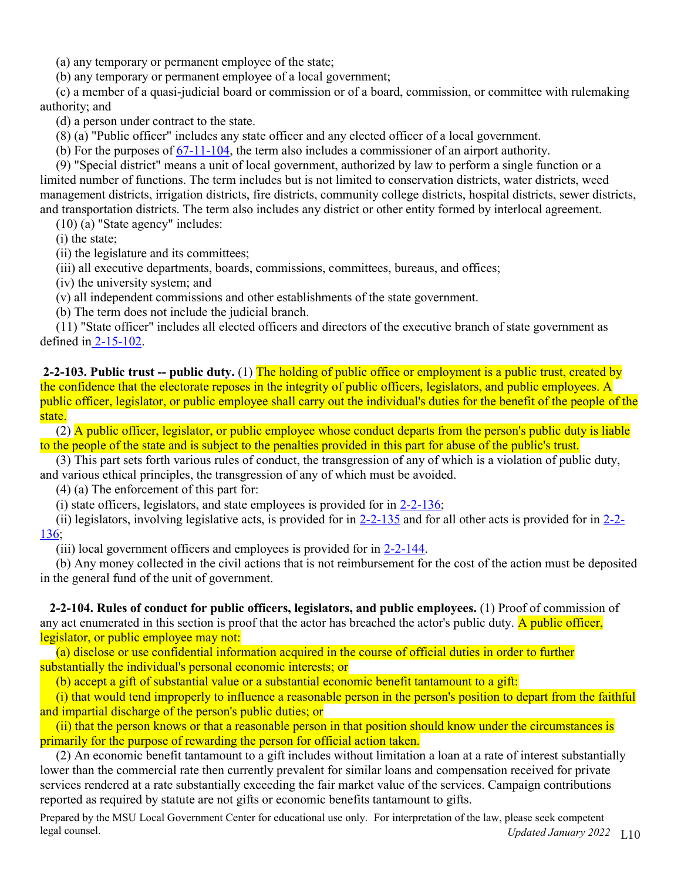(a) any temporary or permanent employee of the state;

(b) any temporary or permanent employee of a local government;

(c) a member of a quasi-judicial board or commission or of a board, commission, or committee with rulemaking authority; and

(d) a person under contract to the state.

(8) (a) "Public officer" includes any state officer and any elected officer of a local government.

(b) For the purposes of 67-11-104, the term also includes a commissioner of an airport authority.

(9) "Special district" means a unit of local government, authorized by law to perform a single function or a limited number of functions. The term includes but is not limited to conservation districts, water districts, weed management districts, irrigation districts, fire districts, community college districts, hospital districts, sewer districts, and transportation districts. The term also includes any district or other entity formed by interlocal agreement.

(10) (a) "State agency" includes:

(i) the state;

(ii) the legislature and its committees;

(iii) all executive departments, boards, commissions, committees, bureaus, and offices;

(iv) the university system; and

(v) all independent commissions and other establishments of the state government.

(b) The term does not include the judicial branch.

(11) "State officer" includes all elected officers and directors of the executive branch of state government as defined in 2-15-102.

**2-2-103. Public trust -- public duty.** (1) The holding of public office or employment is a public trust, created by the confidence that the electorate reposes in the integrity of public officers, legislators, and public employees. A public officer, legislator, or public employee shall carry out the individual's duties for the benefit of the people of the state.

(2) A public officer, legislator, or public employee whose conduct departs from the person's public duty is liable to the people of the state and is subject to the penalties provided in this part for abuse of the public's trust.

(3) This part sets forth various rules of conduct, the transgression of any of which is a violation of public duty, and various ethical principles, the transgression of any of which must be avoided.

(4) (a) The enforcement of this part for:

(i) state officers, legislators, and state employees is provided for in 2-2-136;

(ii) legislators, involving legislative acts, is provided for in 2-2-135 and for all other acts is provided for in 2-2-136;

(iii) local government officers and employees is provided for in 2-2-144.

(b) Any money collected in the civil actions that is not reimbursement for the cost of the action must be deposited in the general fund of the unit of government.

**2-2-104. Rules of conduct for public officers, legislators, and public employees.** (1) Proof of commission of any act enumerated in this section is proof that the actor has breached the actor's public duty. A public officer, legislator, or public employee may not:

(a) disclose or use confidential information acquired in the course of official duties in order to further substantially the individual's personal economic interests; or

(b) accept a gift of substantial value or a substantial economic benefit tantamount to a gift:

(i) that would tend improperly to influence a reasonable person in the person's position to depart from the faithful and impartial discharge of the person's public duties; or

(ii) that the person knows or that a reasonable person in that position should know under the circumstances is primarily for the purpose of rewarding the person for official action taken.

(2) An economic benefit tantamount to a gift includes without limitation a loan at a rate of interest substantially lower than the commercial rate then currently prevalent for similar loans and compensation received for private services rendered at a rate substantially exceeding the fair market value of the services. Campaign contributions reported as required by statute are not gifts or economic benefits tantamount to gifts.

Prepared by the MSU Local Government Center for educational use only. For interpretation of the law, please seek competent legal counsel.

*Updated January 2022*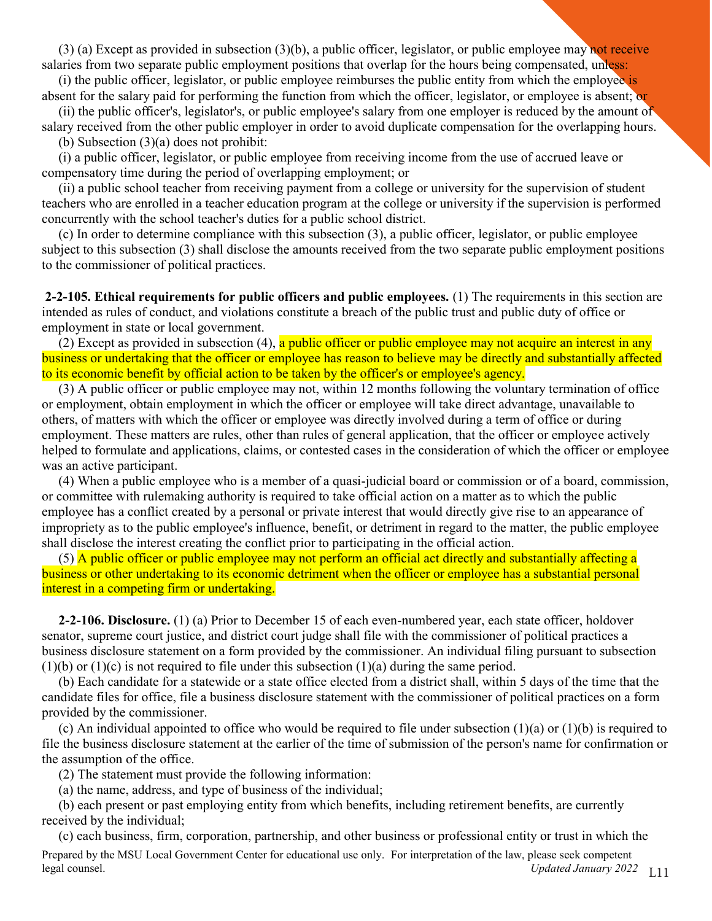(3) (a) Except as provided in subsection (3)(b), a public officer, legislator, or public employee may not receive salaries from two separate public employment positions that overlap for the hours being compensated, unless:

(i) the public officer, legislator, or public employee reimburses the public entity from which the employee is absent for the salary paid for performing the function from which the officer, legislator, or employee is absent; or

(ii) the public officer's, legislator's, or public employee's salary from one employer is reduced by the amount of salary received from the other public employer in order to avoid duplicate compensation for the overlapping hours.

(b) Subsection (3)(a) does not prohibit:

(i) a public officer, legislator, or public employee from receiving income from the use of accrued leave or compensatory time during the period of overlapping employment; or

(ii) a public school teacher from receiving payment from a college or university for the supervision of student teachers who are enrolled in a teacher education program at the college or university if the supervision is performed concurrently with the school teacher's duties for a public school district.

(c) In order to determine compliance with this subsection (3), a public officer, legislator, or public employee subject to this subsection (3) shall disclose the amounts received from the two separate public employment positions to the commissioner of political practices.

**2-2-105. Ethical requirements for public officers and public employees.** (1) The requirements in this section are intended as rules of conduct, and violations constitute a breach of the public trust and public duty of office or employment in state or local government.

(2) Except as provided in subsection (4), a public officer or public employee may not acquire an interest in any business or undertaking that the officer or employee has reason to believe may be directly and substantially affected to its economic benefit by official action to be taken by the officer's or employee's agency.

(3) A public officer or public employee may not, within 12 months following the voluntary termination of office or employment, obtain employment in which the officer or employee will take direct advantage, unavailable to others, of matters with which the officer or employee was directly involved during a term of office or during employment. These matters are rules, other than rules of general application, that the officer or employee actively helped to formulate and applications, claims, or contested cases in the consideration of which the officer or employee was an active participant.

(4) When a public employee who is a member of a quasi-judicial board or commission or of a board, commission, or committee with rulemaking authority is required to take official action on a matter as to which the public employee has a conflict created by a personal or private interest that would directly give rise to an appearance of impropriety as to the public employee's influence, benefit, or detriment in regard to the matter, the public employee shall disclose the interest creating the conflict prior to participating in the official action.

(5) A public officer or public employee may not perform an official act directly and substantially affecting a business or other undertaking to its economic detriment when the officer or employee has a substantial personal interest in a competing firm or undertaking.

**2-2-106. Disclosure.** (1) (a) Prior to December 15 of each even-numbered year, each state officer, holdover senator, supreme court justice, and district court judge shall file with the commissioner of political practices a business disclosure statement on a form provided by the commissioner. An individual filing pursuant to subsection (1)(b) or (1)(c) is not required to file under this subsection (1)(a) during the same period.

(b) Each candidate for a statewide or a state office elected from a district shall, within 5 days of the time that the candidate files for office, file a business disclosure statement with the commissioner of political practices on a form provided by the commissioner.

(c) An individual appointed to office who would be required to file under subsection (1)(a) or (1)(b) is required to file the business disclosure statement at the earlier of the time of submission of the person's name for confirmation or the assumption of the office.

(2) The statement must provide the following information:

(a) the name, address, and type of business of the individual;

(b) each present or past employing entity from which benefits, including retirement benefits, are currently received by the individual;

(c) each business, firm, corporation, partnership, and other business or professional entity or trust in which the

Prepared by the MSU Local Government Center for educational use only. For interpretation of the law, please seek competent legal counsel. *Updated January 2022*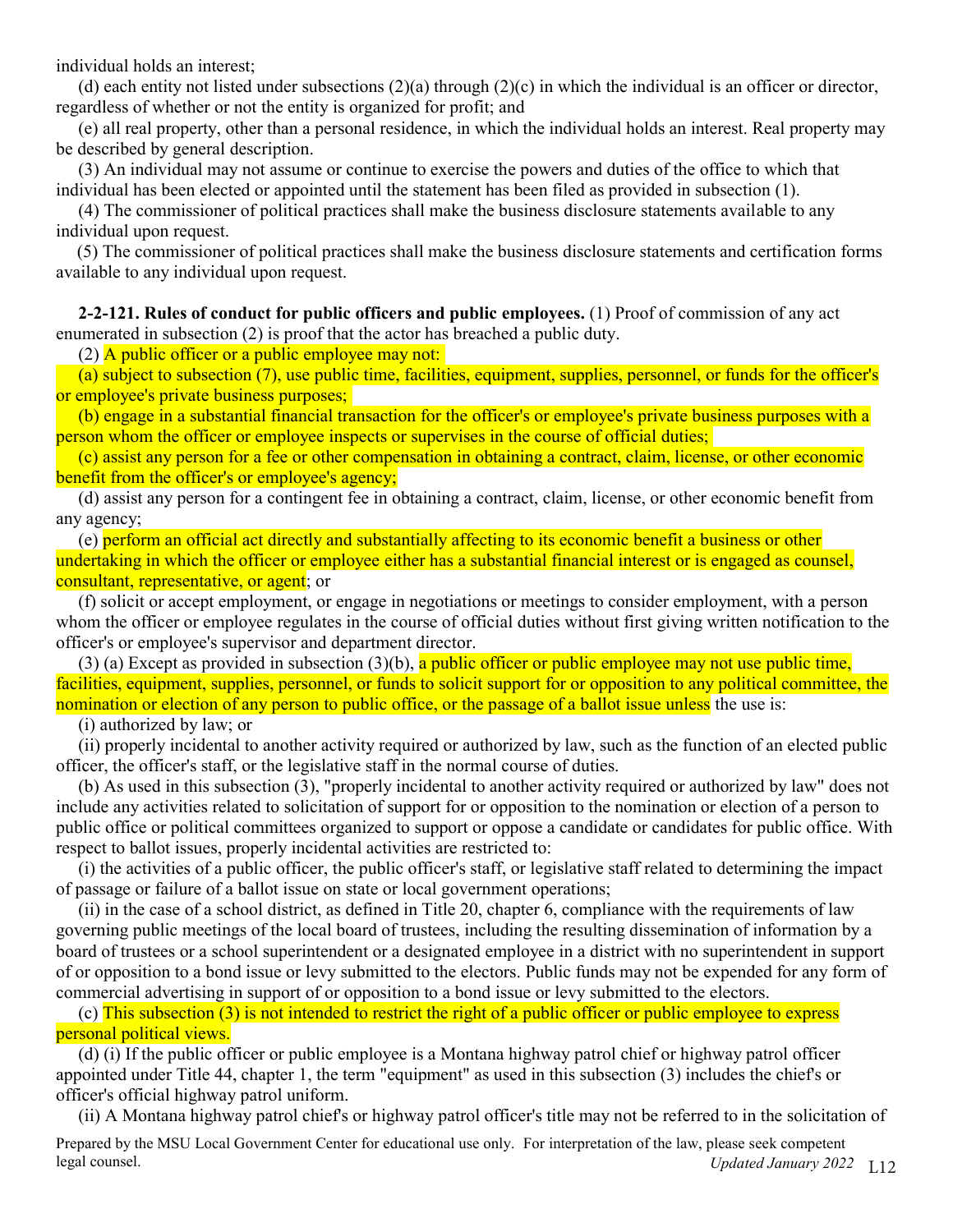individual holds an interest;

(d) each entity not listed under subsections (2)(a) through (2)(c) in which the individual is an officer or director, regardless of whether or not the entity is organized for profit; and

(e) all real property, other than a personal residence, in which the individual holds an interest. Real property may be described by general description.

(3) An individual may not assume or continue to exercise the powers and duties of the office to which that individual has been elected or appointed until the statement has been filed as provided in subsection (1).

(4) The commissioner of political practices shall make the business disclosure statements available to any individual upon request.

(5) The commissioner of political practices shall make the business disclosure statements and certification forms available to any individual upon request.

**2-2-121. Rules of conduct for public officers and public employees.** (1) Proof of commission of any act enumerated in subsection (2) is proof that the actor has breached a public duty.

(2) A public officer or a public employee may not:

(a) subject to subsection (7), use public time, facilities, equipment, supplies, personnel, or funds for the officer's or employee's private business purposes;

(b) engage in a substantial financial transaction for the officer's or employee's private business purposes with a person whom the officer or employee inspects or supervises in the course of official duties;

(c) assist any person for a fee or other compensation in obtaining a contract, claim, license, or other economic benefit from the officer's or employee's agency;

(d) assist any person for a contingent fee in obtaining a contract, claim, license, or other economic benefit from any agency;

(e) perform an official act directly and substantially affecting to its economic benefit a business or other undertaking in which the officer or employee either has a substantial financial interest or is engaged as counsel, consultant, representative, or agent; or

(f) solicit or accept employment, or engage in negotiations or meetings to consider employment, with a person whom the officer or employee regulates in the course of official duties without first giving written notification to the officer's or employee's supervisor and department director.

(3) (a) Except as provided in subsection (3)(b), a public officer or public employee may not use public time, facilities, equipment, supplies, personnel, or funds to solicit support for or opposition to any political committee, the nomination or election of any person to public office, or the passage of a ballot issue unless the use is:

(i) authorized by law; or

(ii) properly incidental to another activity required or authorized by law, such as the function of an elected public officer, the officer's staff, or the legislative staff in the normal course of duties.

(b) As used in this subsection (3), "properly incidental to another activity required or authorized by law" does not include any activities related to solicitation of support for or opposition to the nomination or election of a person to public office or political committees organized to support or oppose a candidate or candidates for public office. With respect to ballot issues, properly incidental activities are restricted to:

(i) the activities of a public officer, the public officer's staff, or legislative staff related to determining the impact of passage or failure of a ballot issue on state or local government operations;

(ii) in the case of a school district, as defined in Title 20, chapter 6, compliance with the requirements of law governing public meetings of the local board of trustees, including the resulting dissemination of information by a board of trustees or a school superintendent or a designated employee in a district with no superintendent in support of or opposition to a bond issue or levy submitted to the electors. Public funds may not be expended for any form of commercial advertising in support of or opposition to a bond issue or levy submitted to the electors.

(c) This subsection (3) is not intended to restrict the right of a public officer or public employee to express personal political views.

(d) (i) If the public officer or public employee is a Montana highway patrol chief or highway patrol officer appointed under Title 44, chapter 1, the term "equipment" as used in this subsection (3) includes the chief's or officer's official highway patrol uniform.

(ii) A Montana highway patrol chief's or highway patrol officer's title may not be referred to in the solicitation of

Prepared by the MSU Local Government Center for educational use only. For interpretation of the law, please seek competent legal counsel. *Updated January 2022*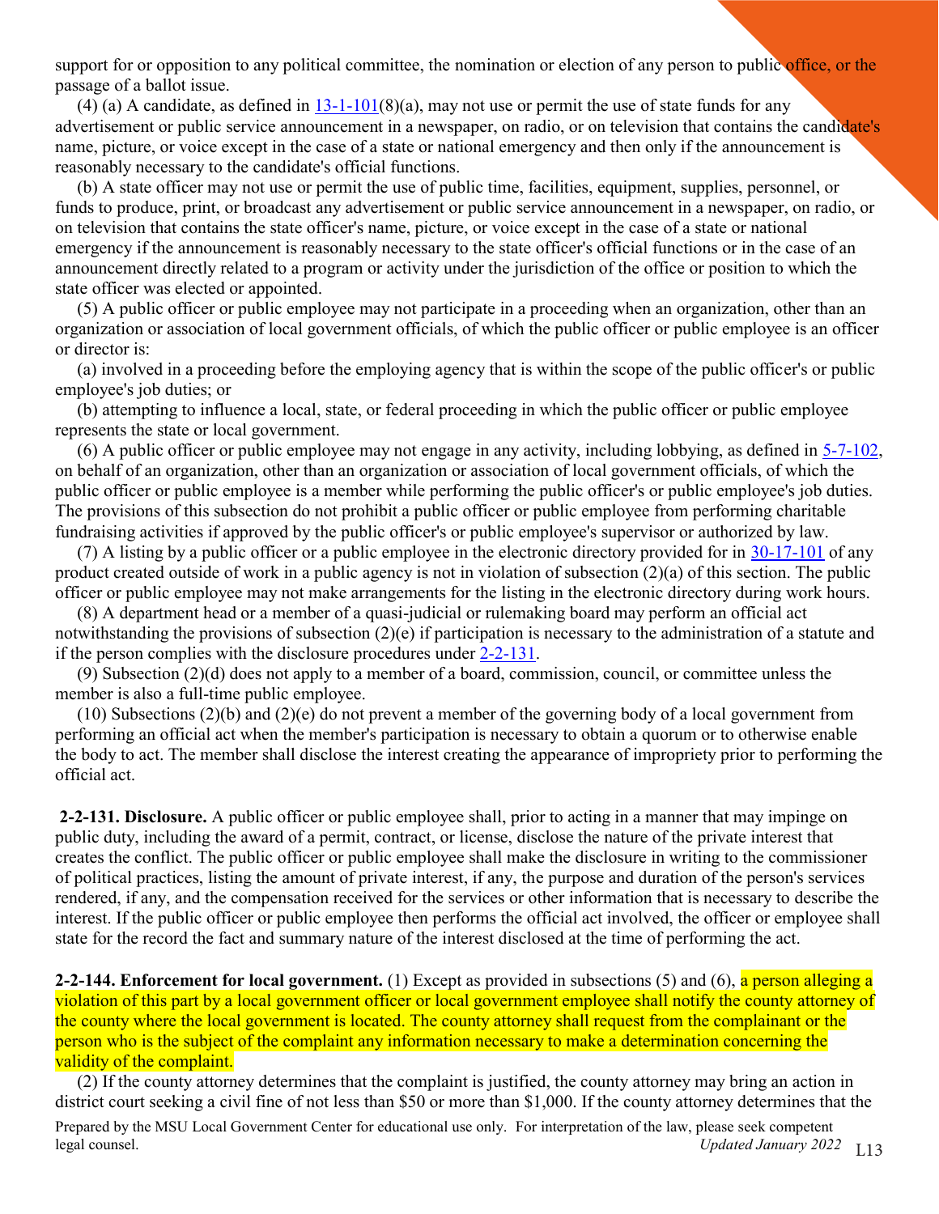support for or opposition to any political committee, the nomination or election of any person to public office, or the passage of a ballot issue.

(4) (a) A candidate, as defined in 13-1-101(8)(a), may not use or permit the use of state funds for any advertisement or public service announcement in a newspaper, on radio, or on television that contains the candidate's name, picture, or voice except in the case of a state or national emergency and then only if the announcement is reasonably necessary to the candidate's official functions.

(b) A state officer may not use or permit the use of public time, facilities, equipment, supplies, personnel, or funds to produce, print, or broadcast any advertisement or public service announcement in a newspaper, on radio, or on television that contains the state officer's name, picture, or voice except in the case of a state or national emergency if the announcement is reasonably necessary to the state officer's official functions or in the case of an announcement directly related to a program or activity under the jurisdiction of the office or position to which the state officer was elected or appointed.

(5) A public officer or public employee may not participate in a proceeding when an organization, other than an organization or association of local government officials, of which the public officer or public employee is an officer or director is:

(a) involved in a proceeding before the employing agency that is within the scope of the public officer's or public employee's job duties; or

(b) attempting to influence a local, state, or federal proceeding in which the public officer or public employee represents the state or local government.

(6) A public officer or public employee may not engage in any activity, including lobbying, as defined in 5-7-102, on behalf of an organization, other than an organization or association of local government officials, of which the public officer or public employee is a member while performing the public officer's or public employee's job duties. The provisions of this subsection do not prohibit a public officer or public employee from performing charitable fundraising activities if approved by the public officer's or public employee's supervisor or authorized by law.

(7) A listing by a public officer or a public employee in the electronic directory provided for in 30-17-101 of any product created outside of work in a public agency is not in violation of subsection (2)(a) of this section. The public officer or public employee may not make arrangements for the listing in the electronic directory during work hours.

(8) A department head or a member of a quasi-judicial or rulemaking board may perform an official act notwithstanding the provisions of subsection (2)(e) if participation is necessary to the administration of a statute and if the person complies with the disclosure procedures under 2-2-131.

(9) Subsection (2)(d) does not apply to a member of a board, commission, council, or committee unless the member is also a full-time public employee.

(10) Subsections (2)(b) and (2)(e) do not prevent a member of the governing body of a local government from performing an official act when the member's participation is necessary to obtain a quorum or to otherwise enable the body to act. The member shall disclose the interest creating the appearance of impropriety prior to performing the official act.

**2-2-131. Disclosure.** A public officer or public employee shall, prior to acting in a manner that may impinge on public duty, including the award of a permit, contract, or license, disclose the nature of the private interest that creates the conflict. The public officer or public employee shall make the disclosure in writing to the commissioner of political practices, listing the amount of private interest, if any, the purpose and duration of the person's services rendered, if any, and the compensation received for the services or other information that is necessary to describe the interest. If the public officer or public employee then performs the official act involved, the officer or employee shall state for the record the fact and summary nature of the interest disclosed at the time of performing the act.

**2-2-144. Enforcement for local government.** (1) Except as provided in subsections (5) and (6), a person alleging a violation of this part by a local government officer or local government employee shall notify the county attorney of the county where the local government is located. The county attorney shall request from the complainant or the person who is the subject of the complaint any information necessary to make a determination concerning the validity of the complaint.

(2) If the county attorney determines that the complaint is justified, the county attorney may bring an action in district court seeking a civil fine of not less than $50 or more than $1,000. If the county attorney determines that the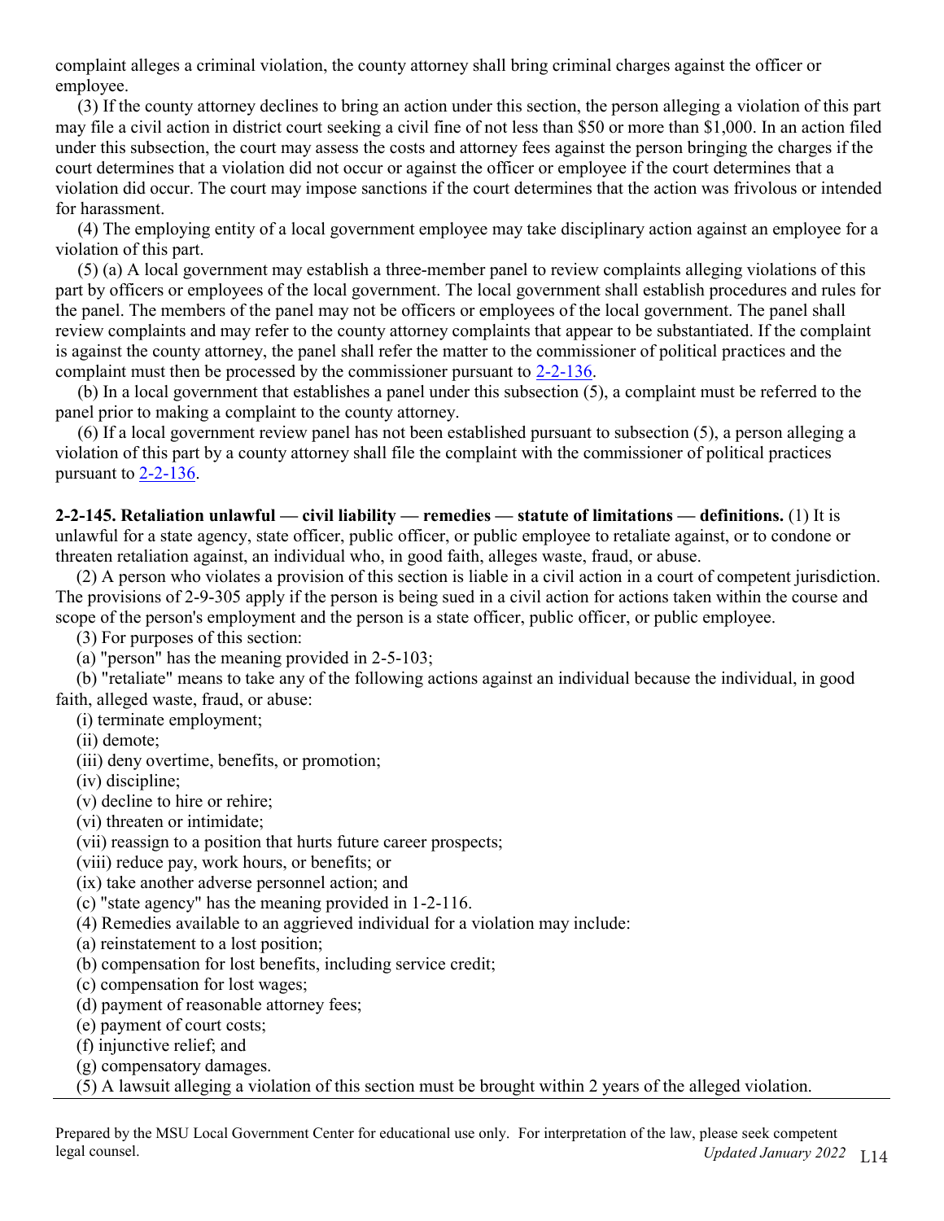complaint alleges a criminal violation, the county attorney shall bring criminal charges against the officer or employee.

(3) If the county attorney declines to bring an action under this section, the person alleging a violation of this part may file a civil action in district court seeking a civil fine of not less than $50 or more than $1,000. In an action filed under this subsection, the court may assess the costs and attorney fees against the person bringing the charges if the court determines that a violation did not occur or against the officer or employee if the court determines that a violation did occur. The court may impose sanctions if the court determines that the action was frivolous or intended for harassment.

(4) The employing entity of a local government employee may take disciplinary action against an employee for a violation of this part.

(5) (a) A local government may establish a three-member panel to review complaints alleging violations of this part by officers or employees of the local government. The local government shall establish procedures and rules for the panel. The members of the panel may not be officers or employees of the local government. The panel shall review complaints and may refer to the county attorney complaints that appear to be substantiated. If the complaint is against the county attorney, the panel shall refer the matter to the commissioner of political practices and the complaint must then be processed by the commissioner pursuant to 2-2-136.

(b) In a local government that establishes a panel under this subsection (5), a complaint must be referred to the panel prior to making a complaint to the county attorney.

(6) If a local government review panel has not been established pursuant to subsection (5), a person alleging a violation of this part by a county attorney shall file the complaint with the commissioner of political practices pursuant to 2-2-136.

**2-2-145. Retaliation unlawful — civil liability — remedies — statute of limitations — definitions.** (1) It is unlawful for a state agency, state officer, public officer, or public employee to retaliate against, or to condone or threaten retaliation against, an individual who, in good faith, alleges waste, fraud, or abuse.

(2) A person who violates a provision of this section is liable in a civil action in a court of competent jurisdiction. The provisions of 2-9-305 apply if the person is being sued in a civil action for actions taken within the course and scope of the person's employment and the person is a state officer, public officer, or public employee.

(3) For purposes of this section:

(a) "person" has the meaning provided in 2-5-103;

(b) "retaliate" means to take any of the following actions against an individual because the individual, in good faith, alleged waste, fraud, or abuse:

(i) terminate employment;

(ii) demote;

(iii) deny overtime, benefits, or promotion;

(iv) discipline;

(v) decline to hire or rehire;

(vi) threaten or intimidate;

(vii) reassign to a position that hurts future career prospects;

(viii) reduce pay, work hours, or benefits; or

(ix) take another adverse personnel action; and

(c) "state agency" has the meaning provided in 1-2-116.

(4) Remedies available to an aggrieved individual for a violation may include:

(a) reinstatement to a lost position;

(b) compensation for lost benefits, including service credit;

(c) compensation for lost wages;

(d) payment of reasonable attorney fees;

(e) payment of court costs;

(f) injunctive relief; and

(g) compensatory damages.

(5) A lawsuit alleging a violation of this section must be brought within 2 years of the alleged violation.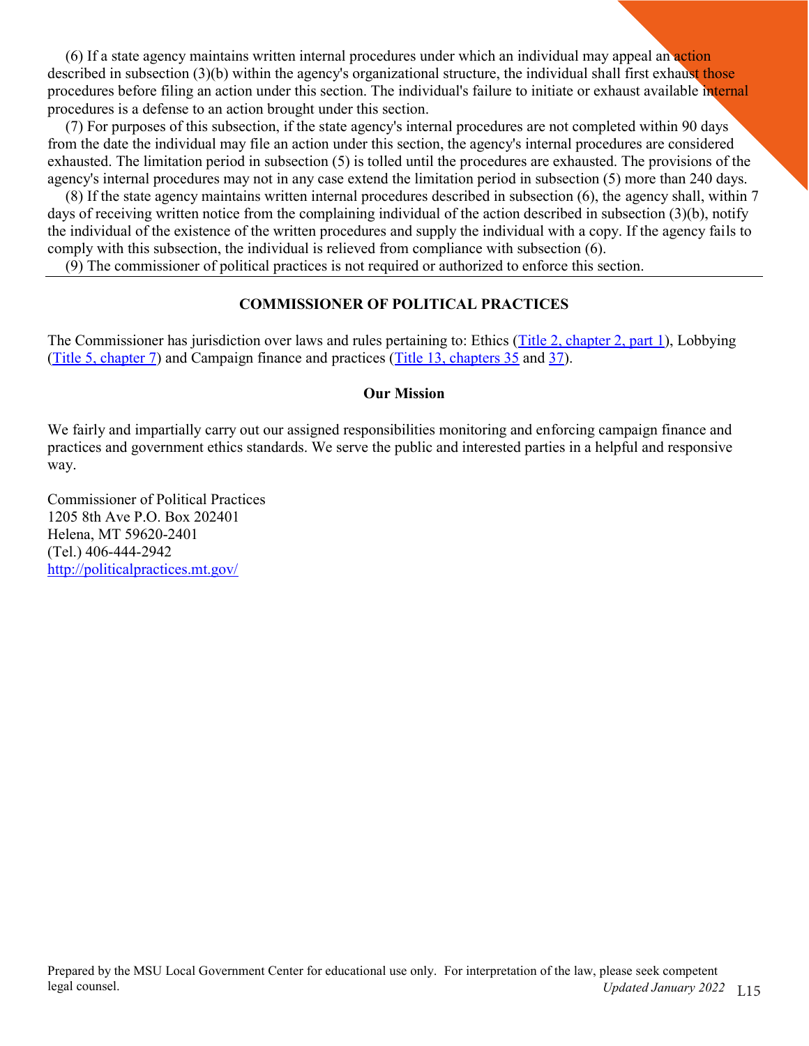(6) If a state agency maintains written internal procedures under which an individual may appeal an action described in subsection (3)(b) within the agency's organizational structure, the individual shall first exhaust those procedures before filing an action under this section. The individual's failure to initiate or exhaust available internal procedures is a defense to an action brought under this section.

(7) For purposes of this subsection, if the state agency's internal procedures are not completed within 90 days from the date the individual may file an action under this section, the agency's internal procedures are considered exhausted. The limitation period in subsection (5) is tolled until the procedures are exhausted. The provisions of the agency's internal procedures may not in any case extend the limitation period in subsection (5) more than 240 days.

(8) If the state agency maintains written internal procedures described in subsection (6), the agency shall, within 7 days of receiving written notice from the complaining individual of the action described in subsection (3)(b), notify the individual of the existence of the written procedures and supply the individual with a copy. If the agency fails to comply with this subsection, the individual is relieved from compliance with subsection (6).

(9) The commissioner of political practices is not required or authorized to enforce this section.

---

## COMMISSIONER OF POLITICAL PRACTICES

The Commissioner has jurisdiction over laws and rules pertaining to: Ethics (Title 2, chapter 2, part 1), Lobbying (Title 5, chapter 7) and Campaign finance and practices (Title 13, chapters 35 and 37).

### Our Mission

We fairly and impartially carry out our assigned responsibilities monitoring and enforcing campaign finance and practices and government ethics standards. We serve the public and interested parties in a helpful and responsive way.

Commissioner of Political Practices
1205 8th Ave P.O. Box 202401
Helena, MT 59620-2401
(Tel.) 406-444-2942
http://politicalpractices.mt.gov/

Prepared by the MSU Local Government Center for educational use only. For interpretation of the law, please seek competent legal counsel.

*Updated January 2022*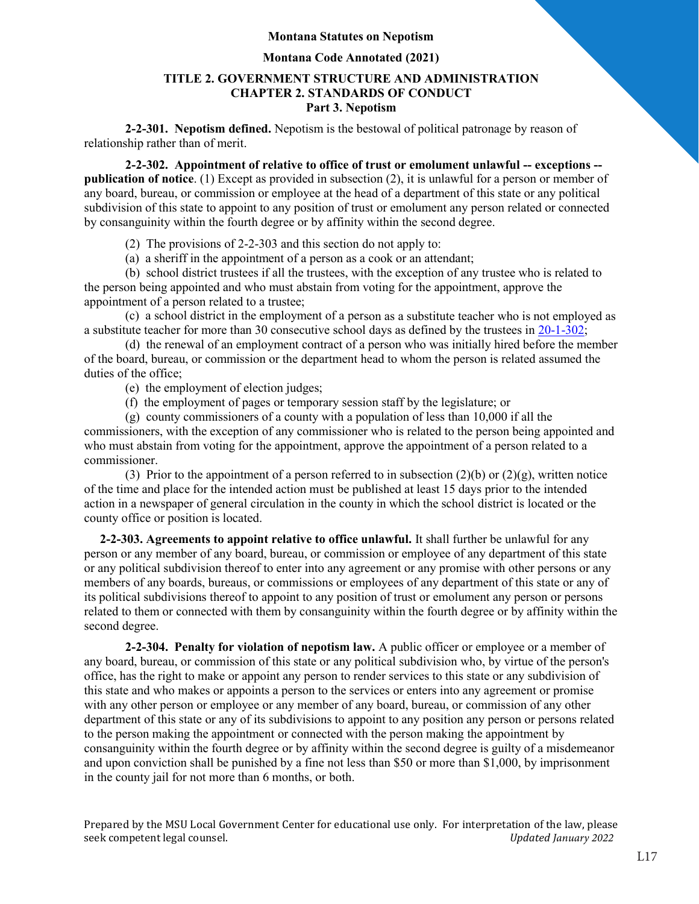# Montana Statutes on Nepotism

## Montana Code Annotated (2021)

### TITLE 2. GOVERNMENT STRUCTURE AND ADMINISTRATION
### CHAPTER 2. STANDARDS OF CONDUCT
### Part 3. Nepotism

**2-2-301. Nepotism defined.** Nepotism is the bestowal of political patronage by reason of relationship rather than of merit.

**2-2-302. Appointment of relative to office of trust or emolument unlawful -- exceptions -- publication of notice**. (1) Except as provided in subsection (2), it is unlawful for a person or member of any board, bureau, or commission or employee at the head of a department of this state or any political subdivision of this state to appoint to any position of trust or emolument any person related or connected by consanguinity within the fourth degree or by affinity within the second degree.

(2) The provisions of 2-2-303 and this section do not apply to:

(a) a sheriff in the appointment of a person as a cook or an attendant;

(b) school district trustees if all the trustees, with the exception of any trustee who is related to the person being appointed and who must abstain from voting for the appointment, approve the appointment of a person related to a trustee;

(c) a school district in the employment of a person as a substitute teacher who is not employed as a substitute teacher for more than 30 consecutive school days as defined by the trustees in 20-1-302;

(d) the renewal of an employment contract of a person who was initially hired before the member of the board, bureau, or commission or the department head to whom the person is related assumed the duties of the office;

(e) the employment of election judges;

(f) the employment of pages or temporary session staff by the legislature; or

(g) county commissioners of a county with a population of less than 10,000 if all the commissioners, with the exception of any commissioner who is related to the person being appointed and who must abstain from voting for the appointment, approve the appointment of a person related to a commissioner.

(3) Prior to the appointment of a person referred to in subsection (2)(b) or (2)(g), written notice of the time and place for the intended action must be published at least 15 days prior to the intended action in a newspaper of general circulation in the county in which the school district is located or the county office or position is located.

**2-2-303. Agreements to appoint relative to office unlawful.** It shall further be unlawful for any person or any member of any board, bureau, or commission or employee of any department of this state or any political subdivision thereof to enter into any agreement or any promise with other persons or any members of any boards, bureaus, or commissions or employees of any department of this state or any of its political subdivisions thereof to appoint to any position of trust or emolument any person or persons related to them or connected with them by consanguinity within the fourth degree or by affinity within the second degree.

**2-2-304. Penalty for violation of nepotism law.** A public officer or employee or a member of any board, bureau, or commission of this state or any political subdivision who, by virtue of the person's office, has the right to make or appoint any person to render services to this state or any subdivision of this state and who makes or appoints a person to the services or enters into any agreement or promise with any other person or employee or any member of any board, bureau, or commission of any other department of this state or any of its subdivisions to appoint to any position any person or persons related to the person making the appointment or connected with the person making the appointment by consanguinity within the fourth degree or by affinity within the second degree is guilty of a misdemeanor and upon conviction shall be punished by a fine not less than $50 or more than $1,000, by imprisonment in the county jail for not more than 6 months, or both.

Prepared by the MSU Local Government Center for educational use only. For interpretation of the law, please seek competent legal counsel. *Updated January 2022*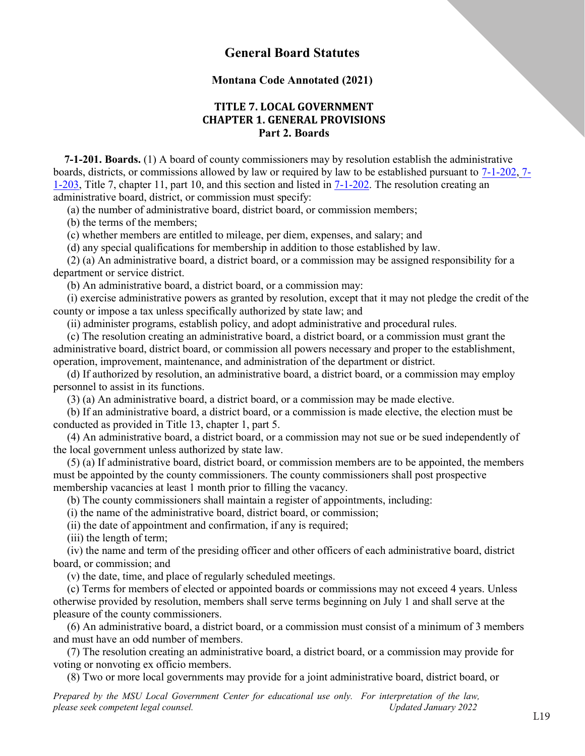# General Board Statutes

### Montana Code Annotated (2021)

### TITLE 7. LOCAL GOVERNMENT
### CHAPTER 1. GENERAL PROVISIONS
### Part 2. Boards

**7-1-201. Boards.** (1) A board of county commissioners may by resolution establish the administrative boards, districts, or commissions allowed by law or required by law to be established pursuant to 7-1-202, 7-1-203, Title 7, chapter 11, part 10, and this section and listed in 7-1-202. The resolution creating an administrative board, district, or commission must specify:

(a) the number of administrative board, district board, or commission members;

(b) the terms of the members;

(c) whether members are entitled to mileage, per diem, expenses, and salary; and

(d) any special qualifications for membership in addition to those established by law.

(2) (a) An administrative board, a district board, or a commission may be assigned responsibility for a department or service district.

(b) An administrative board, a district board, or a commission may:

(i) exercise administrative powers as granted by resolution, except that it may not pledge the credit of the county or impose a tax unless specifically authorized by state law; and

(ii) administer programs, establish policy, and adopt administrative and procedural rules.

(c) The resolution creating an administrative board, a district board, or a commission must grant the administrative board, district board, or commission all powers necessary and proper to the establishment, operation, improvement, maintenance, and administration of the department or district.

(d) If authorized by resolution, an administrative board, a district board, or a commission may employ personnel to assist in its functions.

(3) (a) An administrative board, a district board, or a commission may be made elective.

(b) If an administrative board, a district board, or a commission is made elective, the election must be conducted as provided in Title 13, chapter 1, part 5.

(4) An administrative board, a district board, or a commission may not sue or be sued independently of the local government unless authorized by state law.

(5) (a) If administrative board, district board, or commission members are to be appointed, the members must be appointed by the county commissioners. The county commissioners shall post prospective membership vacancies at least 1 month prior to filling the vacancy.

(b) The county commissioners shall maintain a register of appointments, including:

(i) the name of the administrative board, district board, or commission;

(ii) the date of appointment and confirmation, if any is required;

(iii) the length of term;

(iv) the name and term of the presiding officer and other officers of each administrative board, district board, or commission; and

(v) the date, time, and place of regularly scheduled meetings.

(c) Terms for members of elected or appointed boards or commissions may not exceed 4 years. Unless otherwise provided by resolution, members shall serve terms beginning on July 1 and shall serve at the pleasure of the county commissioners.

(6) An administrative board, a district board, or a commission must consist of a minimum of 3 members and must have an odd number of members.

(7) The resolution creating an administrative board, a district board, or a commission may provide for voting or nonvoting ex officio members.

(8) Two or more local governments may provide for a joint administrative board, district board, or

*Prepared by the MSU Local Government Center for educational use only. For interpretation of the law, please seek competent legal counsel.* *Updated January 2022*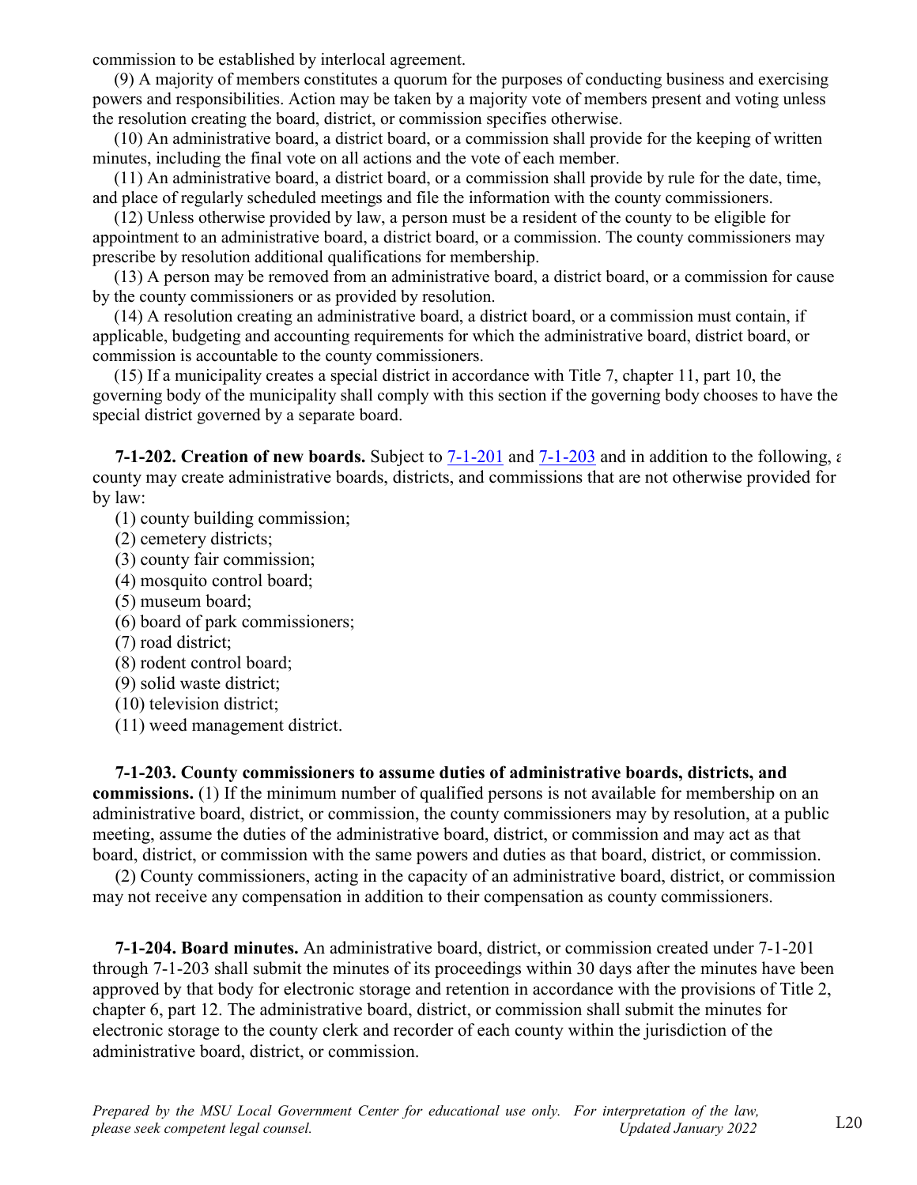commission to be established by interlocal agreement.

(9) A majority of members constitutes a quorum for the purposes of conducting business and exercising powers and responsibilities. Action may be taken by a majority vote of members present and voting unless the resolution creating the board, district, or commission specifies otherwise.

(10) An administrative board, a district board, or a commission shall provide for the keeping of written minutes, including the final vote on all actions and the vote of each member.

(11) An administrative board, a district board, or a commission shall provide by rule for the date, time, and place of regularly scheduled meetings and file the information with the county commissioners.

(12) Unless otherwise provided by law, a person must be a resident of the county to be eligible for appointment to an administrative board, a district board, or a commission. The county commissioners may prescribe by resolution additional qualifications for membership.

(13) A person may be removed from an administrative board, a district board, or a commission for cause by the county commissioners or as provided by resolution.

(14) A resolution creating an administrative board, a district board, or a commission must contain, if applicable, budgeting and accounting requirements for which the administrative board, district board, or commission is accountable to the county commissioners.

(15) If a municipality creates a special district in accordance with Title 7, chapter 11, part 10, the governing body of the municipality shall comply with this section if the governing body chooses to have the special district governed by a separate board.

**7-1-202. Creation of new boards.** Subject to [7-1-201](7-1-201) and [7-1-203](7-1-203) and in addition to the following, a county may create administrative boards, districts, and commissions that are not otherwise provided for by law:

(1) county building commission;
(2) cemetery districts;
(3) county fair commission;
(4) mosquito control board;
(5) museum board;
(6) board of park commissioners;
(7) road district;
(8) rodent control board;
(9) solid waste district;
(10) television district;
(11) weed management district.

**7-1-203. County commissioners to assume duties of administrative boards, districts, and commissions.** (1) If the minimum number of qualified persons is not available for membership on an administrative board, district, or commission, the county commissioners may by resolution, at a public meeting, assume the duties of the administrative board, district, or commission and may act as that board, district, or commission with the same powers and duties as that board, district, or commission.

(2) County commissioners, acting in the capacity of an administrative board, district, or commission may not receive any compensation in addition to their compensation as county commissioners.

**7-1-204. Board minutes.** An administrative board, district, or commission created under 7-1-201 through 7-1-203 shall submit the minutes of its proceedings within 30 days after the minutes have been approved by that body for electronic storage and retention in accordance with the provisions of Title 2, chapter 6, part 12. The administrative board, district, or commission shall submit the minutes for electronic storage to the county clerk and recorder of each county within the jurisdiction of the administrative board, district, or commission.

*Prepared by the MSU Local Government Center for educational use only. For interpretation of the law, please seek competent legal counsel. Updated January 2022*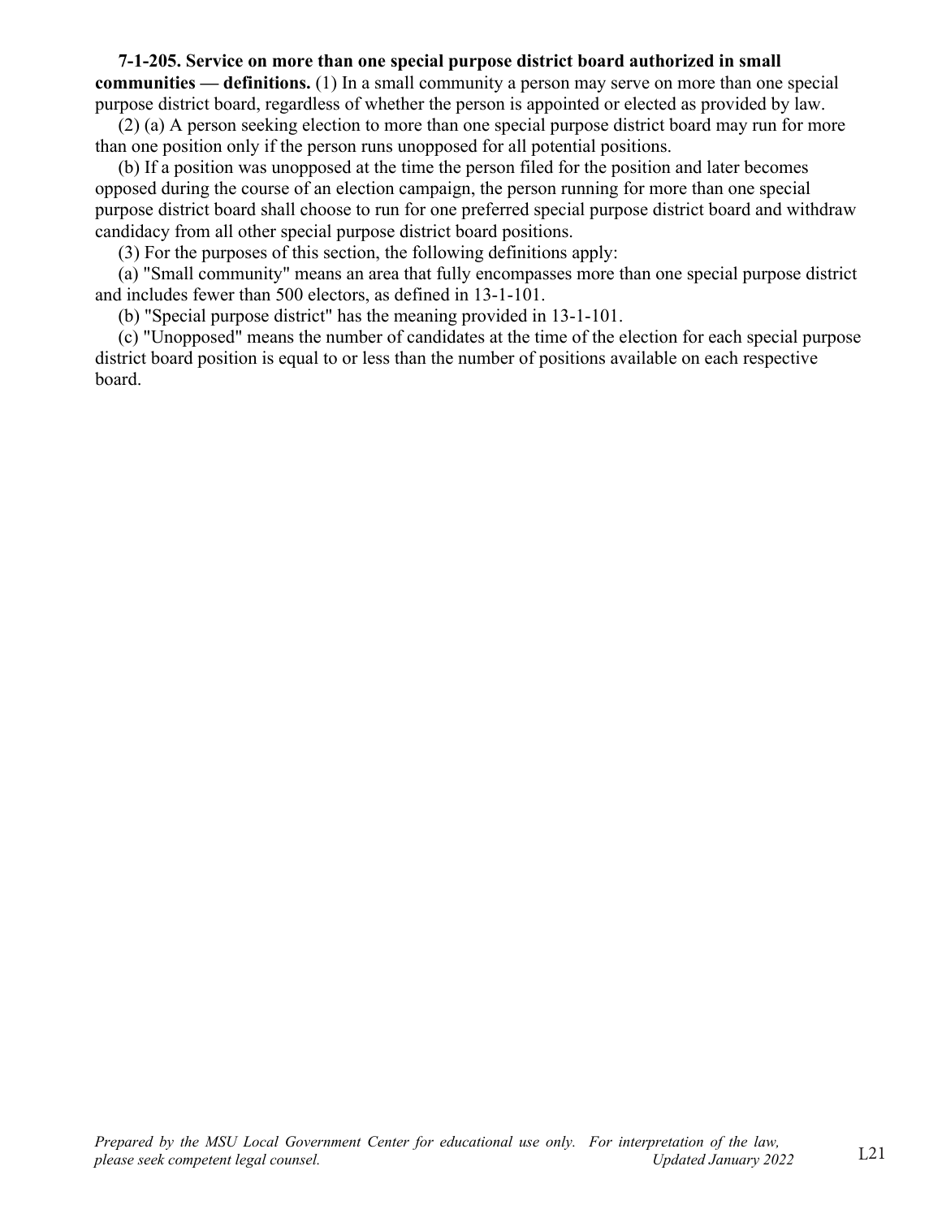**7-1-205. Service on more than one special purpose district board authorized in small communities — definitions.** (1) In a small community a person may serve on more than one special purpose district board, regardless of whether the person is appointed or elected as provided by law.

(2) (a) A person seeking election to more than one special purpose district board may run for more than one position only if the person runs unopposed for all potential positions.

(b) If a position was unopposed at the time the person filed for the position and later becomes opposed during the course of an election campaign, the person running for more than one special purpose district board shall choose to run for one preferred special purpose district board and withdraw candidacy from all other special purpose district board positions.

(3) For the purposes of this section, the following definitions apply:

(a) "Small community" means an area that fully encompasses more than one special purpose district and includes fewer than 500 electors, as defined in 13-1-101.

(b) "Special purpose district" has the meaning provided in 13-1-101.

(c) "Unopposed" means the number of candidates at the time of the election for each special purpose district board position is equal to or less than the number of positions available on each respective board.